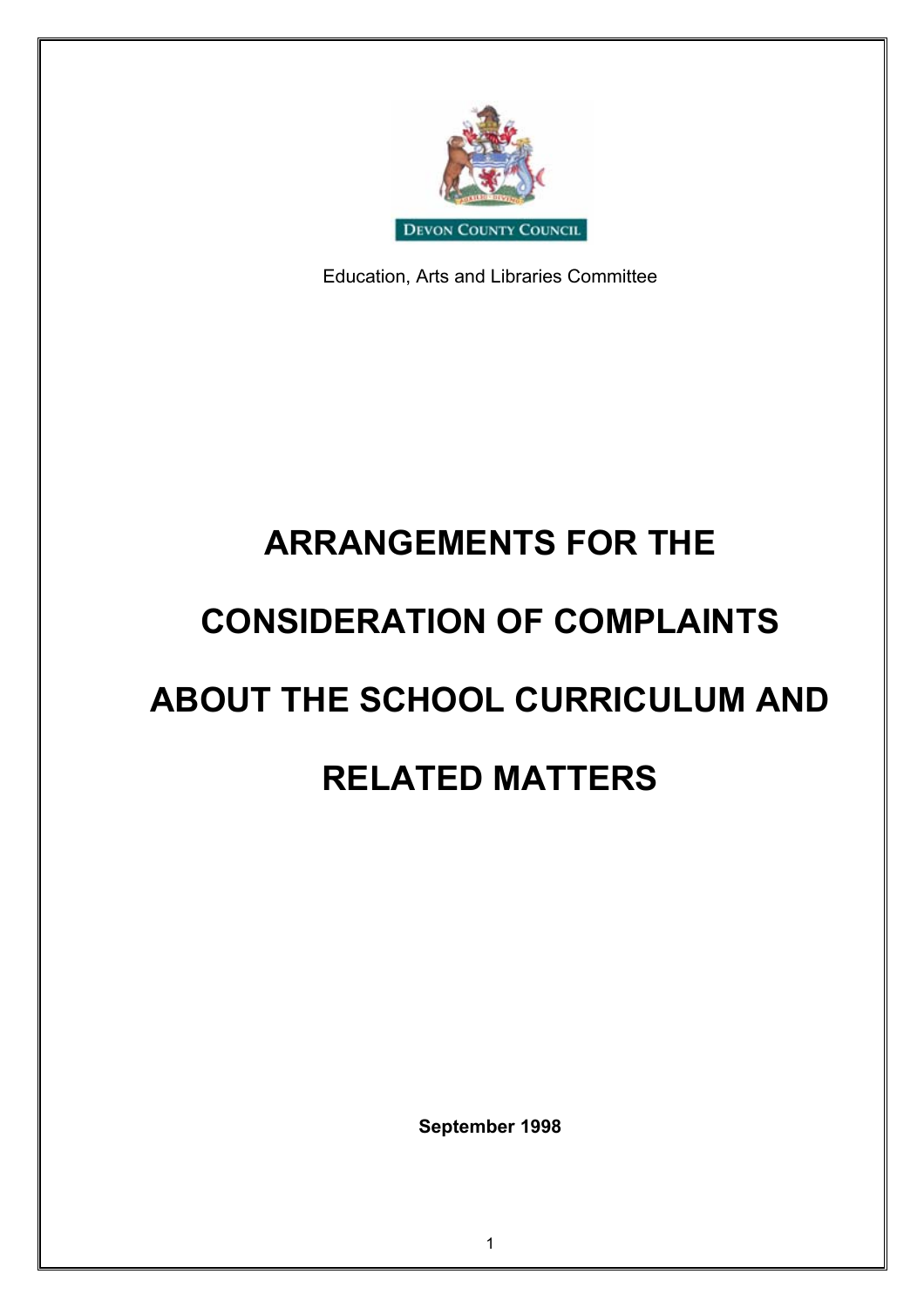DEVON COUNTY COUNCIL

Education, Arts and Libraries Committee

# ARRANGEMENTS FOR THE CONSIDERATION OF COMPLAINTS ABOUT THE SCHOOL CURRICULUM AND RELATED MATTERS

**September 1998**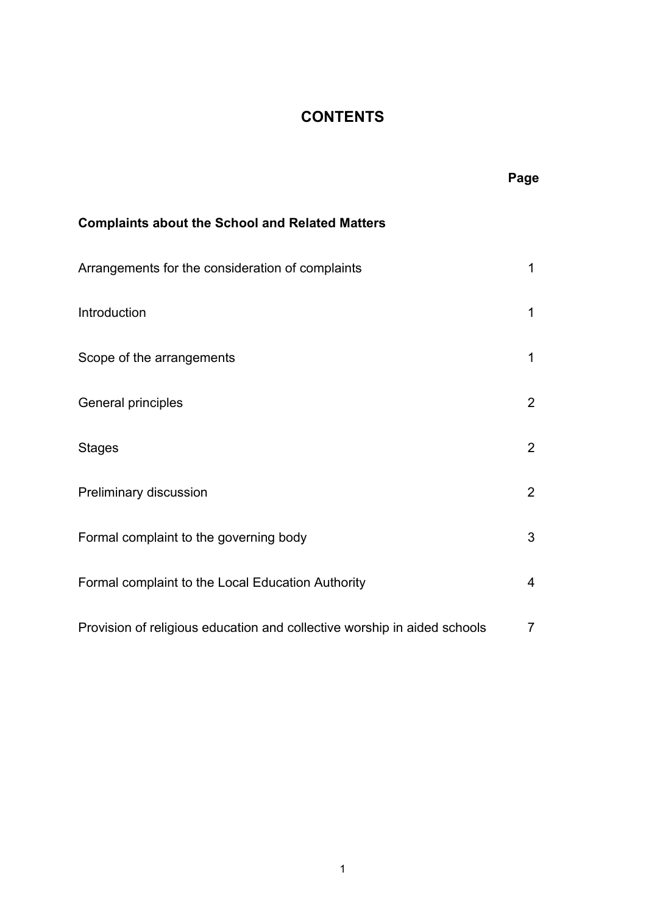# CONTENTS

| | Page |
|---|---|
| **Complaints about the School and Related Matters** | |
| Arrangements for the consideration of complaints | 1 |
| Introduction | 1 |
| Scope of the arrangements | 1 |
| General principles | 2 |
| Stages | 2 |
| Preliminary discussion | 2 |
| Formal complaint to the governing body | 3 |
| Formal complaint to the Local Education Authority | 4 |
| Provision of religious education and collective worship in aided schools | 7 |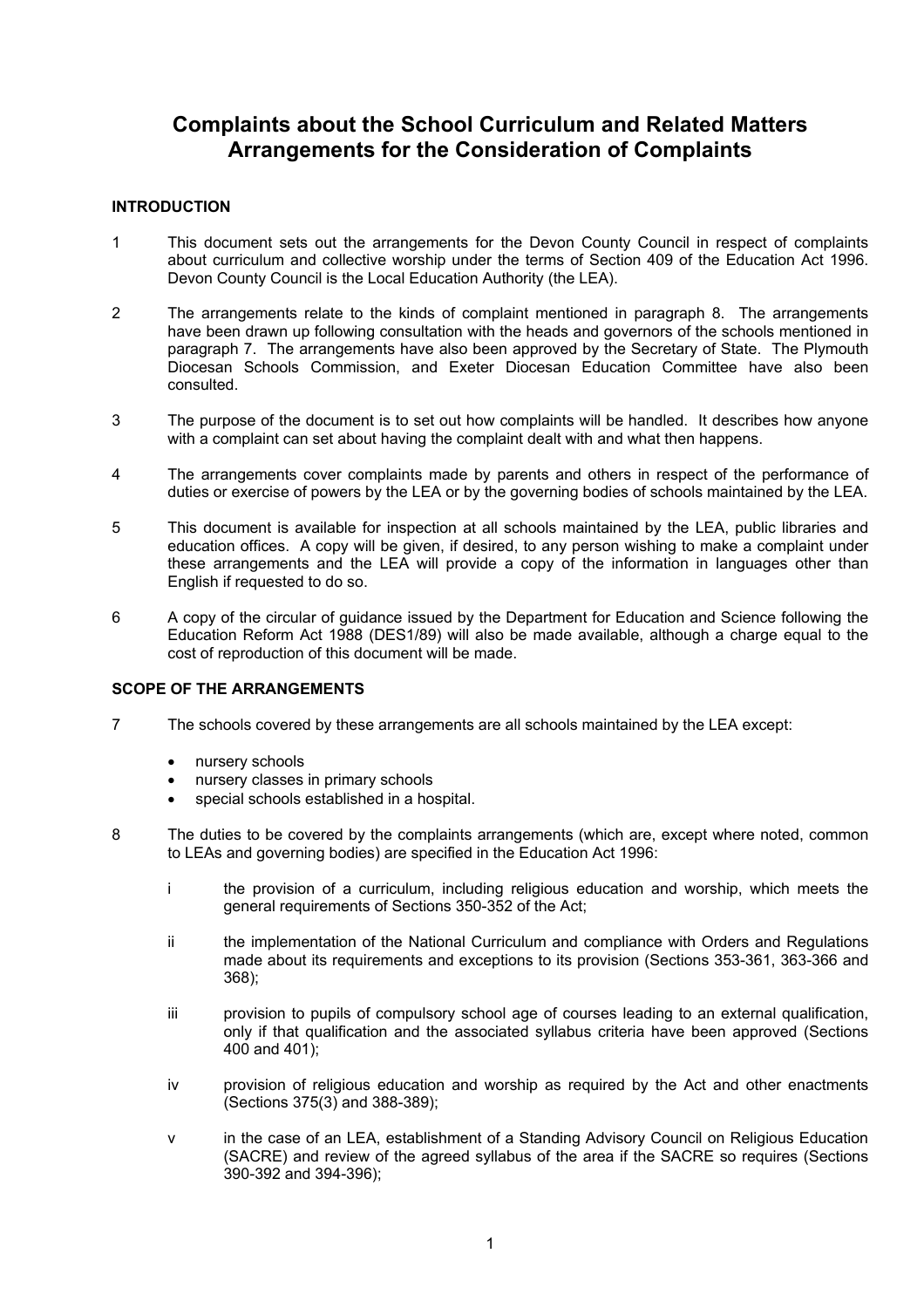# Complaints about the School Curriculum and Related Matters Arrangements for the Consideration of Complaints

## INTRODUCTION

1 This document sets out the arrangements for the Devon County Council in respect of complaints about curriculum and collective worship under the terms of Section 409 of the Education Act 1996. Devon County Council is the Local Education Authority (the LEA).

2 The arrangements relate to the kinds of complaint mentioned in paragraph 8. The arrangements have been drawn up following consultation with the heads and governors of the schools mentioned in paragraph 7. The arrangements have also been approved by the Secretary of State. The Plymouth Diocesan Schools Commission, and Exeter Diocesan Education Committee have also been consulted.

3 The purpose of the document is to set out how complaints will be handled. It describes how anyone with a complaint can set about having the complaint dealt with and what then happens.

4 The arrangements cover complaints made by parents and others in respect of the performance of duties or exercise of powers by the LEA or by the governing bodies of schools maintained by the LEA.

5 This document is available for inspection at all schools maintained by the LEA, public libraries and education offices. A copy will be given, if desired, to any person wishing to make a complaint under these arrangements and the LEA will provide a copy of the information in languages other than English if requested to do so.

6 A copy of the circular of guidance issued by the Department for Education and Science following the Education Reform Act 1988 (DES1/89) will also be made available, although a charge equal to the cost of reproduction of this document will be made.

## SCOPE OF THE ARRANGEMENTS

7 The schools covered by these arrangements are all schools maintained by the LEA except:

- nursery schools
- nursery classes in primary schools
- special schools established in a hospital.

8 The duties to be covered by the complaints arrangements (which are, except where noted, common to LEAs and governing bodies) are specified in the Education Act 1996:

i the provision of a curriculum, including religious education and worship, which meets the general requirements of Sections 350-352 of the Act;

ii the implementation of the National Curriculum and compliance with Orders and Regulations made about its requirements and exceptions to its provision (Sections 353-361, 363-366 and 368);

iii provision to pupils of compulsory school age of courses leading to an external qualification, only if that qualification and the associated syllabus criteria have been approved (Sections 400 and 401);

iv provision of religious education and worship as required by the Act and other enactments (Sections 375(3) and 388-389);

v in the case of an LEA, establishment of a Standing Advisory Council on Religious Education (SACRE) and review of the agreed syllabus of the area if the SACRE so requires (Sections 390-392 and 394-396);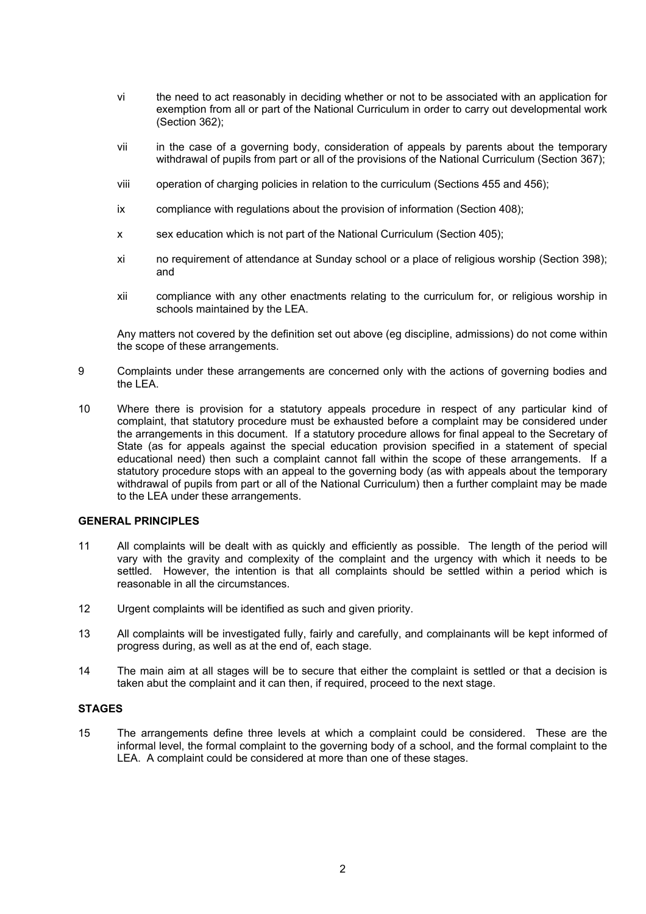vi the need to act reasonably in deciding whether or not to be associated with an application for exemption from all or part of the National Curriculum in order to carry out developmental work (Section 362);

vii in the case of a governing body, consideration of appeals by parents about the temporary withdrawal of pupils from part or all of the provisions of the National Curriculum (Section 367);

viii operation of charging policies in relation to the curriculum (Sections 455 and 456);

ix compliance with regulations about the provision of information (Section 408);

x sex education which is not part of the National Curriculum (Section 405);

xi no requirement of attendance at Sunday school or a place of religious worship (Section 398); and

xii compliance with any other enactments relating to the curriculum for, or religious worship in schools maintained by the LEA.

Any matters not covered by the definition set out above (eg discipline, admissions) do not come within the scope of these arrangements.

9 Complaints under these arrangements are concerned only with the actions of governing bodies and the LEA.

10 Where there is provision for a statutory appeals procedure in respect of any particular kind of complaint, that statutory procedure must be exhausted before a complaint may be considered under the arrangements in this document. If a statutory procedure allows for final appeal to the Secretary of State (as for appeals against the special education provision specified in a statement of special educational need) then such a complaint cannot fall within the scope of these arrangements. If a statutory procedure stops with an appeal to the governing body (as with appeals about the temporary withdrawal of pupils from part or all of the National Curriculum) then a further complaint may be made to the LEA under these arrangements.

**GENERAL PRINCIPLES**

11 All complaints will be dealt with as quickly and efficiently as possible. The length of the period will vary with the gravity and complexity of the complaint and the urgency with which it needs to be settled. However, the intention is that all complaints should be settled within a period which is reasonable in all the circumstances.

12 Urgent complaints will be identified as such and given priority.

13 All complaints will be investigated fully, fairly and carefully, and complainants will be kept informed of progress during, as well as at the end of, each stage.

14 The main aim at all stages will be to secure that either the complaint is settled or that a decision is taken abut the complaint and it can then, if required, proceed to the next stage.

**STAGES**

15 The arrangements define three levels at which a complaint could be considered. These are the informal level, the formal complaint to the governing body of a school, and the formal complaint to the LEA. A complaint could be considered at more than one of these stages.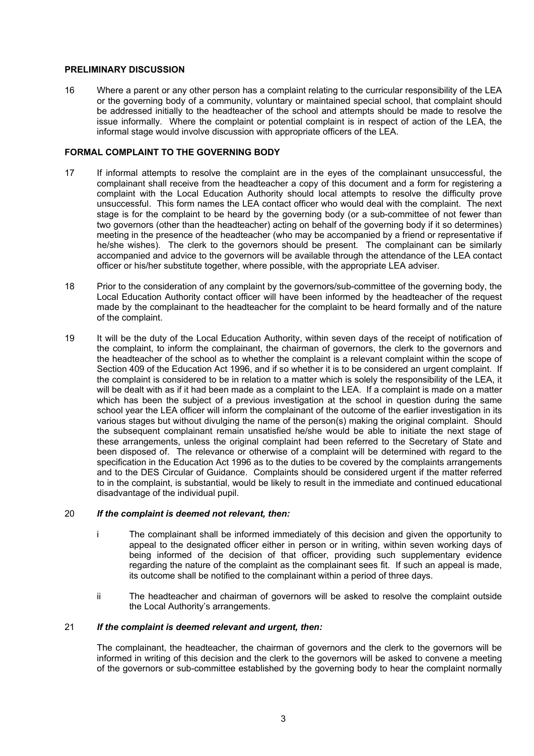## PRELIMINARY DISCUSSION

16 Where a parent or any other person has a complaint relating to the curricular responsibility of the LEA or the governing body of a community, voluntary or maintained special school, that complaint should be addressed initially to the headteacher of the school and attempts should be made to resolve the issue informally. Where the complaint or potential complaint is in respect of action of the LEA, the informal stage would involve discussion with appropriate officers of the LEA.

## FORMAL COMPLAINT TO THE GOVERNING BODY

17 If informal attempts to resolve the complaint are in the eyes of the complainant unsuccessful, the complainant shall receive from the headteacher a copy of this document and a form for registering a complaint with the Local Education Authority should local attempts to resolve the difficulty prove unsuccessful. This form names the LEA contact officer who would deal with the complaint. The next stage is for the complaint to be heard by the governing body (or a sub-committee of not fewer than two governors (other than the headteacher) acting on behalf of the governing body if it so determines) meeting in the presence of the headteacher (who may be accompanied by a friend or representative if he/she wishes). The clerk to the governors should be present. The complainant can be similarly accompanied and advice to the governors will be available through the attendance of the LEA contact officer or his/her substitute together, where possible, with the appropriate LEA adviser.

18 Prior to the consideration of any complaint by the governors/sub-committee of the governing body, the Local Education Authority contact officer will have been informed by the headteacher of the request made by the complainant to the headteacher for the complaint to be heard formally and of the nature of the complaint.

19 It will be the duty of the Local Education Authority, within seven days of the receipt of notification of the complaint, to inform the complainant, the chairman of governors, the clerk to the governors and the headteacher of the school as to whether the complaint is a relevant complaint within the scope of Section 409 of the Education Act 1996, and if so whether it is to be considered an urgent complaint. If the complaint is considered to be in relation to a matter which is solely the responsibility of the LEA, it will be dealt with as if it had been made as a complaint to the LEA. If a complaint is made on a matter which has been the subject of a previous investigation at the school in question during the same school year the LEA officer will inform the complainant of the outcome of the earlier investigation in its various stages but without divulging the name of the person(s) making the original complaint. Should the subsequent complainant remain unsatisfied he/she would be able to initiate the next stage of these arrangements, unless the original complaint had been referred to the Secretary of State and been disposed of. The relevance or otherwise of a complaint will be determined with regard to the specification in the Education Act 1996 as to the duties to be covered by the complaints arrangements and to the DES Circular of Guidance. Complaints should be considered urgent if the matter referred to in the complaint, is substantial, would be likely to result in the immediate and continued educational disadvantage of the individual pupil.

20 ***If the complaint is deemed not relevant, then:***

i The complainant shall be informed immediately of this decision and given the opportunity to appeal to the designated officer either in person or in writing, within seven working days of being informed of the decision of that officer, providing such supplementary evidence regarding the nature of the complaint as the complainant sees fit. If such an appeal is made, its outcome shall be notified to the complainant within a period of three days.

ii The headteacher and chairman of governors will be asked to resolve the complaint outside the Local Authority's arrangements.

21 ***If the complaint is deemed relevant and urgent, then:***

The complainant, the headteacher, the chairman of governors and the clerk to the governors will be informed in writing of this decision and the clerk to the governors will be asked to convene a meeting of the governors or sub-committee established by the governing body to hear the complaint normally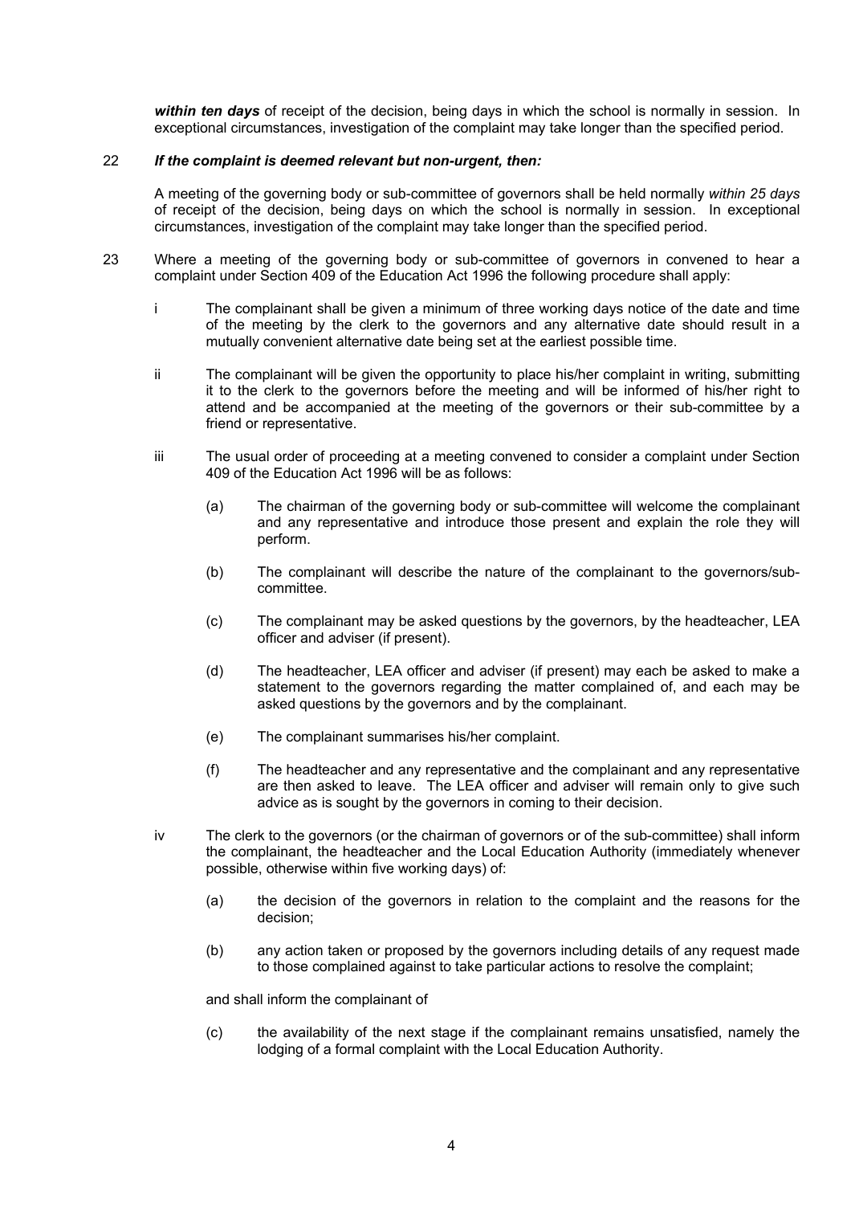***within ten days*** of receipt of the decision, being days in which the school is normally in session. In exceptional circumstances, investigation of the complaint may take longer than the specified period.

22 ***If the complaint is deemed relevant but non-urgent, then:***

A meeting of the governing body or sub-committee of governors shall be held normally *within 25 days* of receipt of the decision, being days on which the school is normally in session. In exceptional circumstances, investigation of the complaint may take longer than the specified period.

23 Where a meeting of the governing body or sub-committee of governors in convened to hear a complaint under Section 409 of the Education Act 1996 the following procedure shall apply:

i The complainant shall be given a minimum of three working days notice of the date and time of the meeting by the clerk to the governors and any alternative date should result in a mutually convenient alternative date being set at the earliest possible time.

ii The complainant will be given the opportunity to place his/her complaint in writing, submitting it to the clerk to the governors before the meeting and will be informed of his/her right to attend and be accompanied at the meeting of the governors or their sub-committee by a friend or representative.

iii The usual order of proceeding at a meeting convened to consider a complaint under Section 409 of the Education Act 1996 will be as follows:

(a) The chairman of the governing body or sub-committee will welcome the complainant and any representative and introduce those present and explain the role they will perform.

(b) The complainant will describe the nature of the complainant to the governors/sub-committee.

(c) The complainant may be asked questions by the governors, by the headteacher, LEA officer and adviser (if present).

(d) The headteacher, LEA officer and adviser (if present) may each be asked to make a statement to the governors regarding the matter complained of, and each may be asked questions by the governors and by the complainant.

(e) The complainant summarises his/her complaint.

(f) The headteacher and any representative and the complainant and any representative are then asked to leave. The LEA officer and adviser will remain only to give such advice as is sought by the governors in coming to their decision.

iv The clerk to the governors (or the chairman of governors or of the sub-committee) shall inform the complainant, the headteacher and the Local Education Authority (immediately whenever possible, otherwise within five working days) of:

(a) the decision of the governors in relation to the complaint and the reasons for the decision;

(b) any action taken or proposed by the governors including details of any request made to those complained against to take particular actions to resolve the complaint;

and shall inform the complainant of

(c) the availability of the next stage if the complainant remains unsatisfied, namely the lodging of a formal complaint with the Local Education Authority.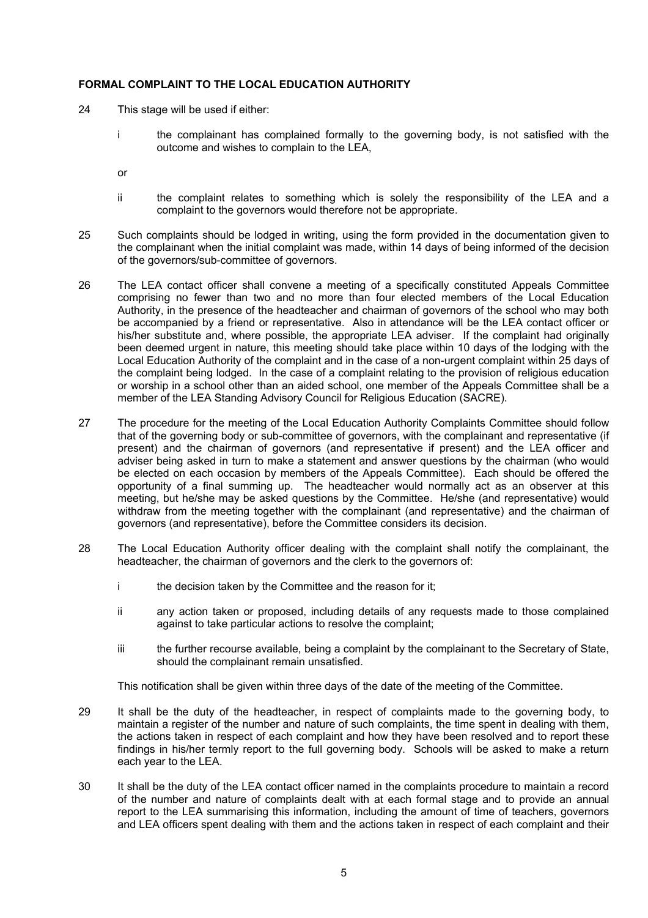**FORMAL COMPLAINT TO THE LOCAL EDUCATION AUTHORITY**

24 This stage will be used if either:

 i the complainant has complained formally to the governing body, is not satisfied with the outcome and wishes to complain to the LEA,

 or

 ii the complaint relates to something which is solely the responsibility of the LEA and a complaint to the governors would therefore not be appropriate.

25 Such complaints should be lodged in writing, using the form provided in the documentation given to the complainant when the initial complaint was made, within 14 days of being informed of the decision of the governors/sub-committee of governors.

26 The LEA contact officer shall convene a meeting of a specifically constituted Appeals Committee comprising no fewer than two and no more than four elected members of the Local Education Authority, in the presence of the headteacher and chairman of governors of the school who may both be accompanied by a friend or representative. Also in attendance will be the LEA contact officer or his/her substitute and, where possible, the appropriate LEA adviser. If the complaint had originally been deemed urgent in nature, this meeting should take place within 10 days of the lodging with the Local Education Authority of the complaint and in the case of a non-urgent complaint within 25 days of the complaint being lodged. In the case of a complaint relating to the provision of religious education or worship in a school other than an aided school, one member of the Appeals Committee shall be a member of the LEA Standing Advisory Council for Religious Education (SACRE).

27 The procedure for the meeting of the Local Education Authority Complaints Committee should follow that of the governing body or sub-committee of governors, with the complainant and representative (if present) and the chairman of governors (and representative if present) and the LEA officer and adviser being asked in turn to make a statement and answer questions by the chairman (who would be elected on each occasion by members of the Appeals Committee). Each should be offered the opportunity of a final summing up. The headteacher would normally act as an observer at this meeting, but he/she may be asked questions by the Committee. He/she (and representative) would withdraw from the meeting together with the complainant (and representative) and the chairman of governors (and representative), before the Committee considers its decision.

28 The Local Education Authority officer dealing with the complaint shall notify the complainant, the headteacher, the chairman of governors and the clerk to the governors of:

 i the decision taken by the Committee and the reason for it;

 ii any action taken or proposed, including details of any requests made to those complained against to take particular actions to resolve the complaint;

 iii the further recourse available, being a complaint by the complainant to the Secretary of State, should the complainant remain unsatisfied.

 This notification shall be given within three days of the date of the meeting of the Committee.

29 It shall be the duty of the headteacher, in respect of complaints made to the governing body, to maintain a register of the number and nature of such complaints, the time spent in dealing with them, the actions taken in respect of each complaint and how they have been resolved and to report these findings in his/her termly report to the full governing body. Schools will be asked to make a return each year to the LEA.

30 It shall be the duty of the LEA contact officer named in the complaints procedure to maintain a record of the number and nature of complaints dealt with at each formal stage and to provide an annual report to the LEA summarising this information, including the amount of time of teachers, governors and LEA officers spent dealing with them and the actions taken in respect of each complaint and their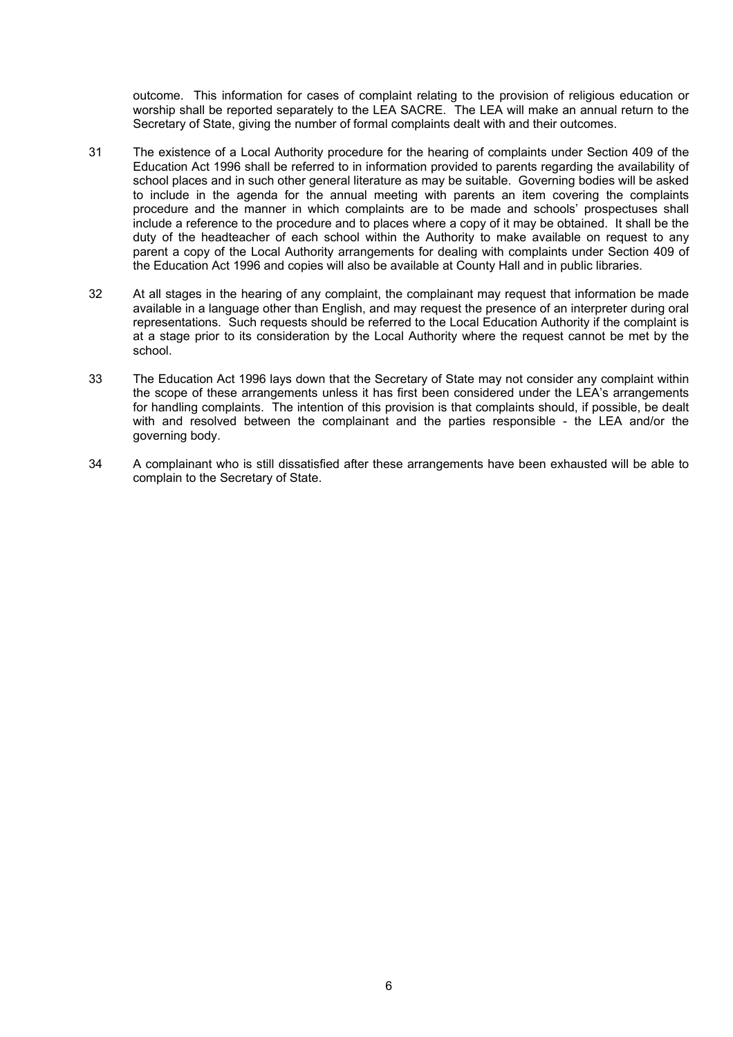outcome. This information for cases of complaint relating to the provision of religious education or worship shall be reported separately to the LEA SACRE. The LEA will make an annual return to the Secretary of State, giving the number of formal complaints dealt with and their outcomes.

31 The existence of a Local Authority procedure for the hearing of complaints under Section 409 of the Education Act 1996 shall be referred to in information provided to parents regarding the availability of school places and in such other general literature as may be suitable. Governing bodies will be asked to include in the agenda for the annual meeting with parents an item covering the complaints procedure and the manner in which complaints are to be made and schools' prospectuses shall include a reference to the procedure and to places where a copy of it may be obtained. It shall be the duty of the headteacher of each school within the Authority to make available on request to any parent a copy of the Local Authority arrangements for dealing with complaints under Section 409 of the Education Act 1996 and copies will also be available at County Hall and in public libraries.

32 At all stages in the hearing of any complaint, the complainant may request that information be made available in a language other than English, and may request the presence of an interpreter during oral representations. Such requests should be referred to the Local Education Authority if the complaint is at a stage prior to its consideration by the Local Authority where the request cannot be met by the school.

33 The Education Act 1996 lays down that the Secretary of State may not consider any complaint within the scope of these arrangements unless it has first been considered under the LEA's arrangements for handling complaints. The intention of this provision is that complaints should, if possible, be dealt with and resolved between the complainant and the parties responsible - the LEA and/or the governing body.

34 A complainant who is still dissatisfied after these arrangements have been exhausted will be able to complain to the Secretary of State.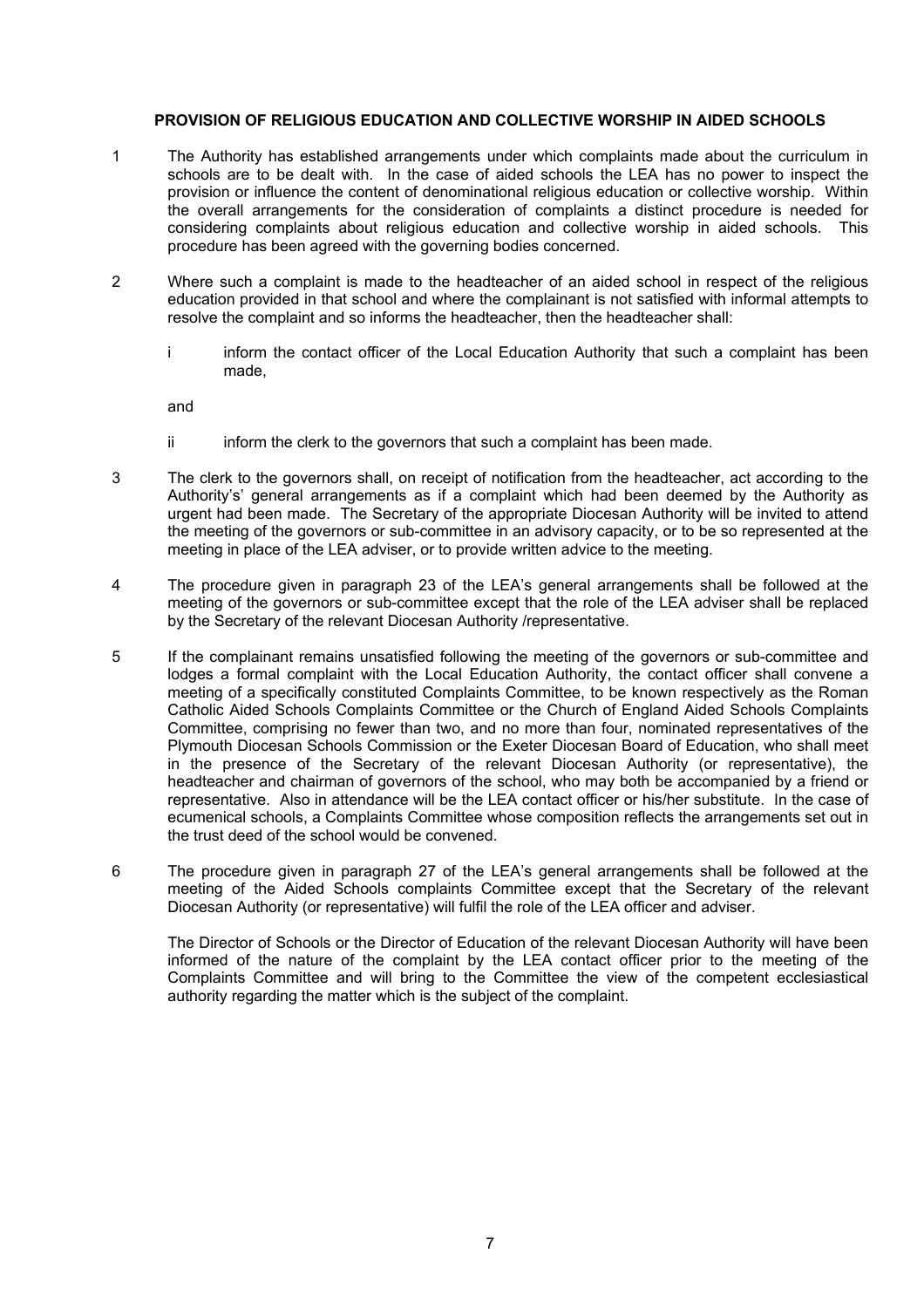## PROVISION OF RELIGIOUS EDUCATION AND COLLECTIVE WORSHIP IN AIDED SCHOOLS

1 The Authority has established arrangements under which complaints made about the curriculum in schools are to be dealt with. In the case of aided schools the LEA has no power to inspect the provision or influence the content of denominational religious education or collective worship. Within the overall arrangements for the consideration of complaints a distinct procedure is needed for considering complaints about religious education and collective worship in aided schools. This procedure has been agreed with the governing bodies concerned.

2 Where such a complaint is made to the headteacher of an aided school in respect of the religious education provided in that school and where the complainant is not satisfied with informal attempts to resolve the complaint and so informs the headteacher, then the headteacher shall:

   i inform the contact officer of the Local Education Authority that such a complaint has been made,

   and

   ii inform the clerk to the governors that such a complaint has been made.

3 The clerk to the governors shall, on receipt of notification from the headteacher, act according to the Authority's' general arrangements as if a complaint which had been deemed by the Authority as urgent had been made. The Secretary of the appropriate Diocesan Authority will be invited to attend the meeting of the governors or sub-committee in an advisory capacity, or to be so represented at the meeting in place of the LEA adviser, or to provide written advice to the meeting.

4 The procedure given in paragraph 23 of the LEA's general arrangements shall be followed at the meeting of the governors or sub-committee except that the role of the LEA adviser shall be replaced by the Secretary of the relevant Diocesan Authority /representative.

5 If the complainant remains unsatisfied following the meeting of the governors or sub-committee and lodges a formal complaint with the Local Education Authority, the contact officer shall convene a meeting of a specifically constituted Complaints Committee, to be known respectively as the Roman Catholic Aided Schools Complaints Committee or the Church of England Aided Schools Complaints Committee, comprising no fewer than two, and no more than four, nominated representatives of the Plymouth Diocesan Schools Commission or the Exeter Diocesan Board of Education, who shall meet in the presence of the Secretary of the relevant Diocesan Authority (or representative), the headteacher and chairman of governors of the school, who may both be accompanied by a friend or representative. Also in attendance will be the LEA contact officer or his/her substitute. In the case of ecumenical schools, a Complaints Committee whose composition reflects the arrangements set out in the trust deed of the school would be convened.

6 The procedure given in paragraph 27 of the LEA's general arrangements shall be followed at the meeting of the Aided Schools complaints Committee except that the Secretary of the relevant Diocesan Authority (or representative) will fulfil the role of the LEA officer and adviser.

   The Director of Schools or the Director of Education of the relevant Diocesan Authority will have been informed of the nature of the complaint by the LEA contact officer prior to the meeting of the Complaints Committee and will bring to the Committee the view of the competent ecclesiastical authority regarding the matter which is the subject of the complaint.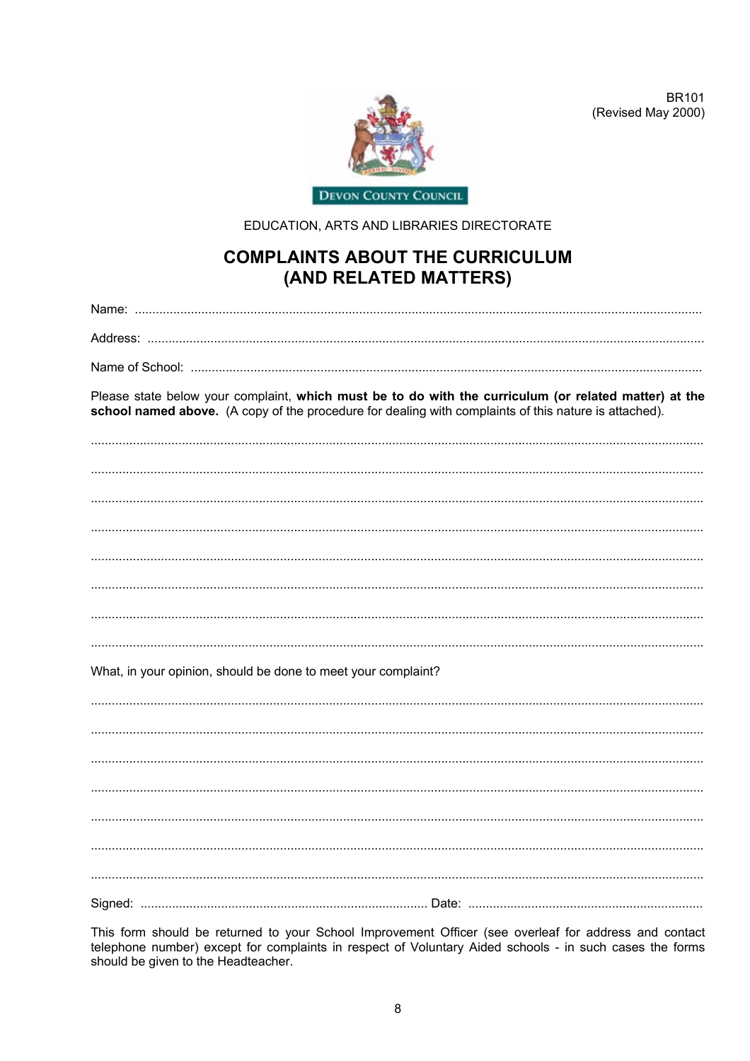BR101
(Revised May 2000)

DEVON COUNTY COUNCIL

EDUCATION, ARTS AND LIBRARIES DIRECTORATE

# COMPLAINTS ABOUT THE CURRICULUM (AND RELATED MATTERS)

Name: ..........................................................................................................................................

Address: ......................................................................................................................................

Name of School: ..........................................................................................................................

Please state below your complaint, **which must be to do with the curriculum (or related matter) at the school named above.** (A copy of the procedure for dealing with complaints of this nature is attached).

.......................................................................................................................................................

.......................................................................................................................................................

.......................................................................................................................................................

.......................................................................................................................................................

.......................................................................................................................................................

.......................................................................................................................................................

.......................................................................................................................................................

.......................................................................................................................................................

What, in your opinion, should be done to meet your complaint?

.......................................................................................................................................................

.......................................................................................................................................................

.......................................................................................................................................................

.......................................................................................................................................................

.......................................................................................................................................................

.......................................................................................................................................................

.......................................................................................................................................................

Signed: ................................................................................ Date: ..................................................................

This form should be returned to your School Improvement Officer (see overleaf for address and contact telephone number) except for complaints in respect of Voluntary Aided schools - in such cases the forms should be given to the Headteacher.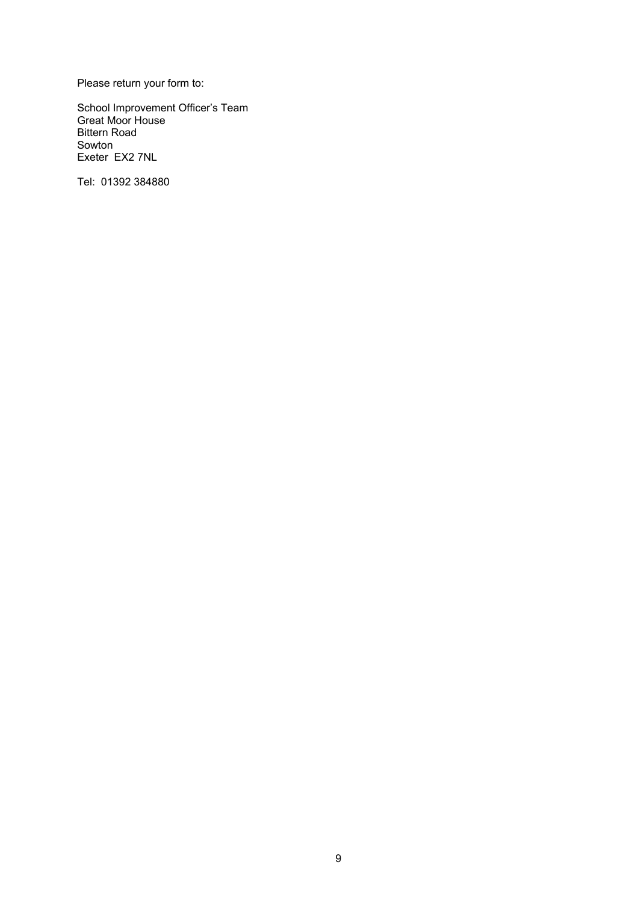Please return your form to:

School Improvement Officer's Team
Great Moor House
Bittern Road
Sowton
Exeter EX2 7NL

Tel: 01392 384880